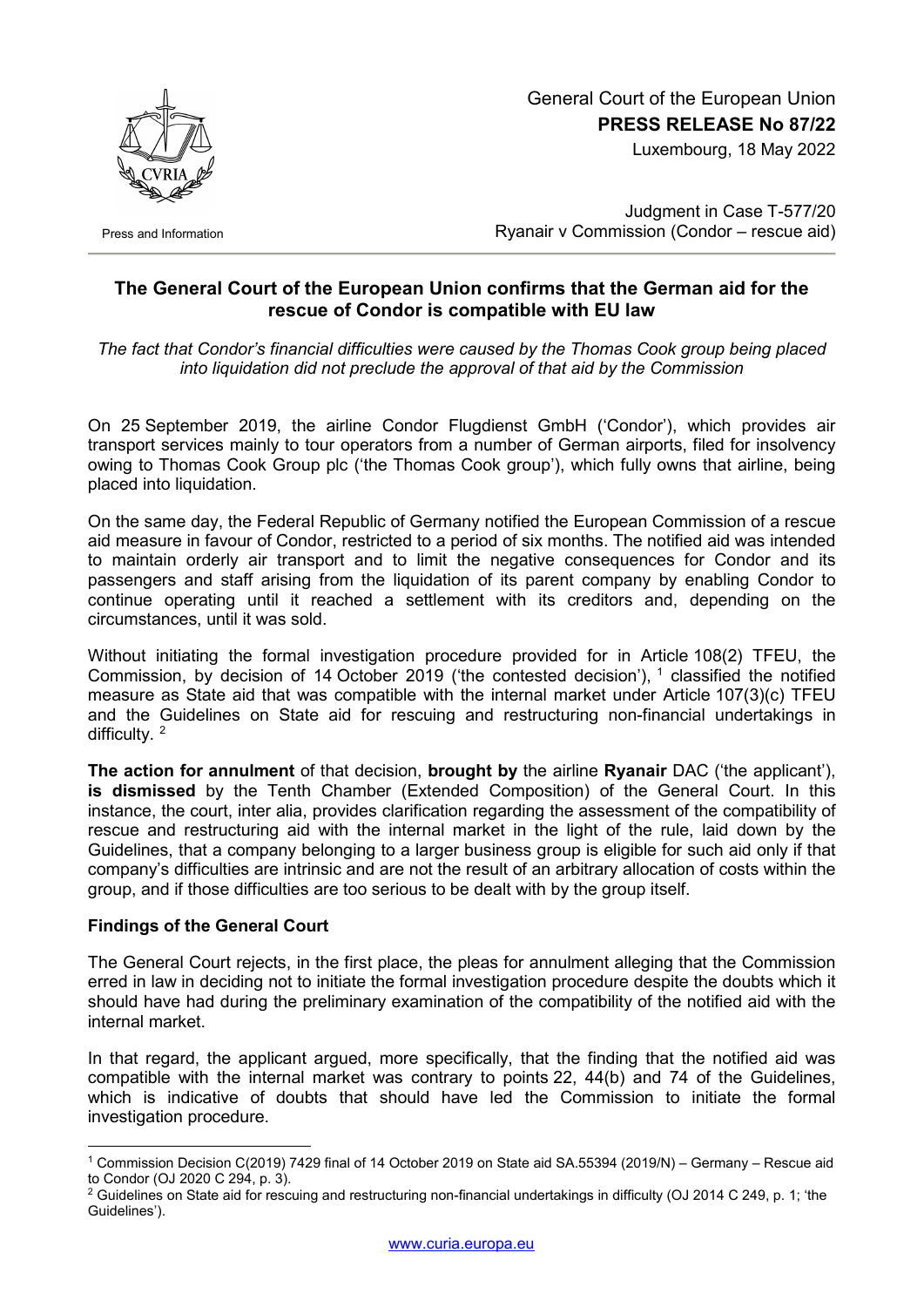General Court of the European Union
**PRESS RELEASE No 87/22**
Luxembourg, 18 May 2022

Press and Information

Judgment in Case T-577/20
Ryanair v Commission (Condor – rescue aid)

## The General Court of the European Union confirms that the German aid for the rescue of Condor is compatible with EU law

*The fact that Condor's financial difficulties were caused by the Thomas Cook group being placed into liquidation did not preclude the approval of that aid by the Commission*

On 25 September 2019, the airline Condor Flugdienst GmbH ('Condor'), which provides air transport services mainly to tour operators from a number of German airports, filed for insolvency owing to Thomas Cook Group plc ('the Thomas Cook group'), which fully owns that airline, being placed into liquidation.

On the same day, the Federal Republic of Germany notified the European Commission of a rescue aid measure in favour of Condor, restricted to a period of six months. The notified aid was intended to maintain orderly air transport and to limit the negative consequences for Condor and its passengers and staff arising from the liquidation of its parent company by enabling Condor to continue operating until it reached a settlement with its creditors and, depending on the circumstances, until it was sold.

Without initiating the formal investigation procedure provided for in Article 108(2) TFEU, the Commission, by decision of 14 October 2019 ('the contested decision'), [1] classified the notified measure as State aid that was compatible with the internal market under Article 107(3)(c) TFEU and the Guidelines on State aid for rescuing and restructuring non-financial undertakings in difficulty. [2]

**The action for annulment** of that decision, **brought by** the airline **Ryanair** DAC ('the applicant'), **is dismissed** by the Tenth Chamber (Extended Composition) of the General Court. In this instance, the court, inter alia, provides clarification regarding the assessment of the compatibility of rescue and restructuring aid with the internal market in the light of the rule, laid down by the Guidelines, that a company belonging to a larger business group is eligible for such aid only if that company's difficulties are intrinsic and are not the result of an arbitrary allocation of costs within the group, and if those difficulties are too serious to be dealt with by the group itself.

### Findings of the General Court

The General Court rejects, in the first place, the pleas for annulment alleging that the Commission erred in law in deciding not to initiate the formal investigation procedure despite the doubts which it should have had during the preliminary examination of the compatibility of the notified aid with the internal market.

In that regard, the applicant argued, more specifically, that the finding that the notified aid was compatible with the internal market was contrary to points 22, 44(b) and 74 of the Guidelines, which is indicative of doubts that should have led the Commission to initiate the formal investigation procedure.

---

[1] Commission Decision C(2019) 7429 final of 14 October 2019 on State aid SA.55394 (2019/N) – Germany – Rescue aid to Condor (OJ 2020 C 294, p. 3).

[2] Guidelines on State aid for rescuing and restructuring non-financial undertakings in difficulty (OJ 2014 C 249, p. 1; 'the Guidelines').

www.curia.europa.eu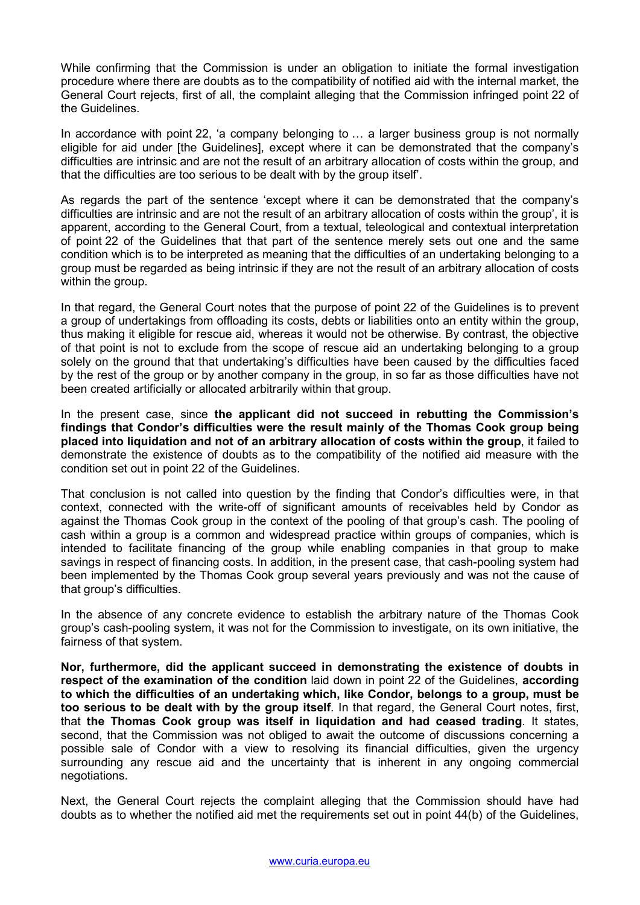While confirming that the Commission is under an obligation to initiate the formal investigation procedure where there are doubts as to the compatibility of notified aid with the internal market, the General Court rejects, first of all, the complaint alleging that the Commission infringed point 22 of the Guidelines.

In accordance with point 22, 'a company belonging to … a larger business group is not normally eligible for aid under [the Guidelines], except where it can be demonstrated that the company's difficulties are intrinsic and are not the result of an arbitrary allocation of costs within the group, and that the difficulties are too serious to be dealt with by the group itself'.

As regards the part of the sentence 'except where it can be demonstrated that the company's difficulties are intrinsic and are not the result of an arbitrary allocation of costs within the group', it is apparent, according to the General Court, from a textual, teleological and contextual interpretation of point 22 of the Guidelines that that part of the sentence merely sets out one and the same condition which is to be interpreted as meaning that the difficulties of an undertaking belonging to a group must be regarded as being intrinsic if they are not the result of an arbitrary allocation of costs within the group.

In that regard, the General Court notes that the purpose of point 22 of the Guidelines is to prevent a group of undertakings from offloading its costs, debts or liabilities onto an entity within the group, thus making it eligible for rescue aid, whereas it would not be otherwise. By contrast, the objective of that point is not to exclude from the scope of rescue aid an undertaking belonging to a group solely on the ground that that undertaking's difficulties have been caused by the difficulties faced by the rest of the group or by another company in the group, in so far as those difficulties have not been created artificially or allocated arbitrarily within that group.

In the present case, since **the applicant did not succeed in rebutting the Commission's findings that Condor's difficulties were the result mainly of the Thomas Cook group being placed into liquidation and not of an arbitrary allocation of costs within the group**, it failed to demonstrate the existence of doubts as to the compatibility of the notified aid measure with the condition set out in point 22 of the Guidelines.

That conclusion is not called into question by the finding that Condor's difficulties were, in that context, connected with the write-off of significant amounts of receivables held by Condor as against the Thomas Cook group in the context of the pooling of that group's cash. The pooling of cash within a group is a common and widespread practice within groups of companies, which is intended to facilitate financing of the group while enabling companies in that group to make savings in respect of financing costs. In addition, in the present case, that cash-pooling system had been implemented by the Thomas Cook group several years previously and was not the cause of that group's difficulties.

In the absence of any concrete evidence to establish the arbitrary nature of the Thomas Cook group's cash-pooling system, it was not for the Commission to investigate, on its own initiative, the fairness of that system.

**Nor, furthermore, did the applicant succeed in demonstrating the existence of doubts in respect of the examination of the condition** laid down in point 22 of the Guidelines, **according to which the difficulties of an undertaking which, like Condor, belongs to a group, must be too serious to be dealt with by the group itself**. In that regard, the General Court notes, first, that **the Thomas Cook group was itself in liquidation and had ceased trading**. It states, second, that the Commission was not obliged to await the outcome of discussions concerning a possible sale of Condor with a view to resolving its financial difficulties, given the urgency surrounding any rescue aid and the uncertainty that is inherent in any ongoing commercial negotiations.

Next, the General Court rejects the complaint alleging that the Commission should have had doubts as to whether the notified aid met the requirements set out in point 44(b) of the Guidelines,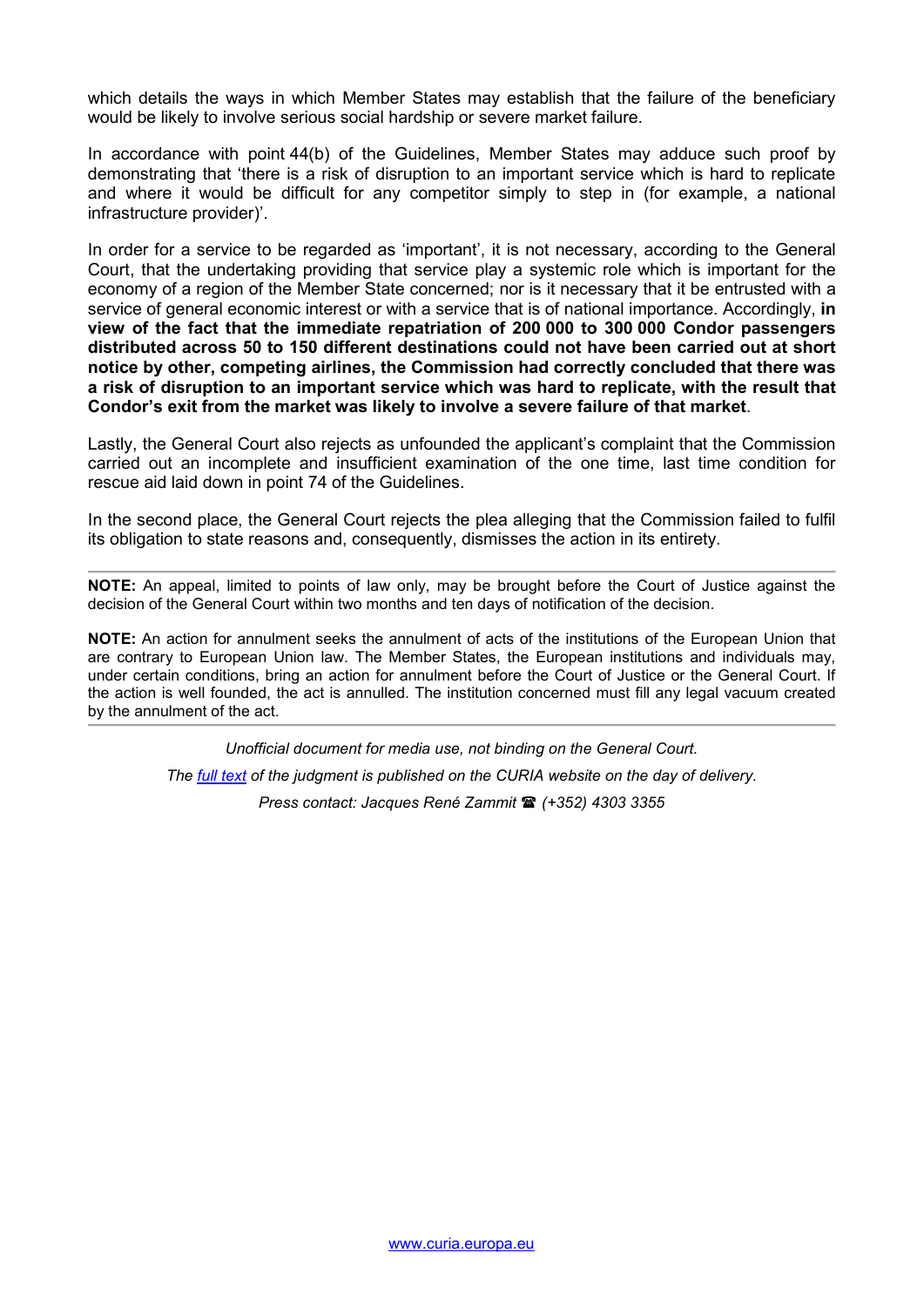which details the ways in which Member States may establish that the failure of the beneficiary would be likely to involve serious social hardship or severe market failure.

In accordance with point 44(b) of the Guidelines, Member States may adduce such proof by demonstrating that 'there is a risk of disruption to an important service which is hard to replicate and where it would be difficult for any competitor simply to step in (for example, a national infrastructure provider)'.

In order for a service to be regarded as 'important', it is not necessary, according to the General Court, that the undertaking providing that service play a systemic role which is important for the economy of a region of the Member State concerned; nor is it necessary that it be entrusted with a service of general economic interest or with a service that is of national importance. Accordingly, **in view of the fact that the immediate repatriation of 200 000 to 300 000 Condor passengers distributed across 50 to 150 different destinations could not have been carried out at short notice by other, competing airlines, the Commission had correctly concluded that there was a risk of disruption to an important service which was hard to replicate, with the result that Condor's exit from the market was likely to involve a severe failure of that market**.

Lastly, the General Court also rejects as unfounded the applicant's complaint that the Commission carried out an incomplete and insufficient examination of the one time, last time condition for rescue aid laid down in point 74 of the Guidelines.

In the second place, the General Court rejects the plea alleging that the Commission failed to fulfil its obligation to state reasons and, consequently, dismisses the action in its entirety.

---

**NOTE:** An appeal, limited to points of law only, may be brought before the Court of Justice against the decision of the General Court within two months and ten days of notification of the decision.

**NOTE:** An action for annulment seeks the annulment of acts of the institutions of the European Union that are contrary to European Union law. The Member States, the European institutions and individuals may, under certain conditions, bring an action for annulment before the Court of Justice or the General Court. If the action is well founded, the act is annulled. The institution concerned must fill any legal vacuum created by the annulment of the act.

---

*Unofficial document for media use, not binding on the General Court.*

*The [full text](full text) of the judgment is published on the CURIA website on the day of delivery.*

*Press contact: Jacques René Zammit ☎ (+352) 4303 3355*

[www.curia.europa.eu](www.curia.europa.eu)